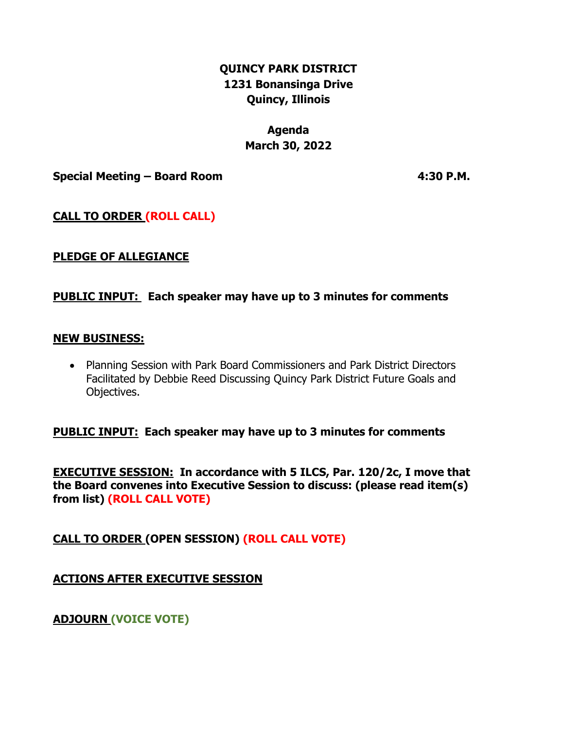**QUINCY PARK DISTRICT**
**1231 Bonansinga Drive**
**Quincy, Illinois**

**Agenda**
**March 30, 2022**

**Special Meeting – Board Room** **4:30 P.M.**

**CALL TO ORDER (ROLL CALL)**

**PLEDGE OF ALLEGIANCE**

**PUBLIC INPUT:** **Each speaker may have up to 3 minutes for comments**

**NEW BUSINESS:**

- Planning Session with Park Board Commissioners and Park District Directors Facilitated by Debbie Reed Discussing Quincy Park District Future Goals and Objectives.

**PUBLIC INPUT:** **Each speaker may have up to 3 minutes for comments**

**EXECUTIVE SESSION:** **In accordance with 5 ILCS, Par. 120/2c, I move that the Board convenes into Executive Session to discuss: (please read item(s) from list) (ROLL CALL VOTE)**

**CALL TO ORDER (OPEN SESSION) (ROLL CALL VOTE)**

**ACTIONS AFTER EXECUTIVE SESSION**

**ADJOURN (VOICE VOTE)**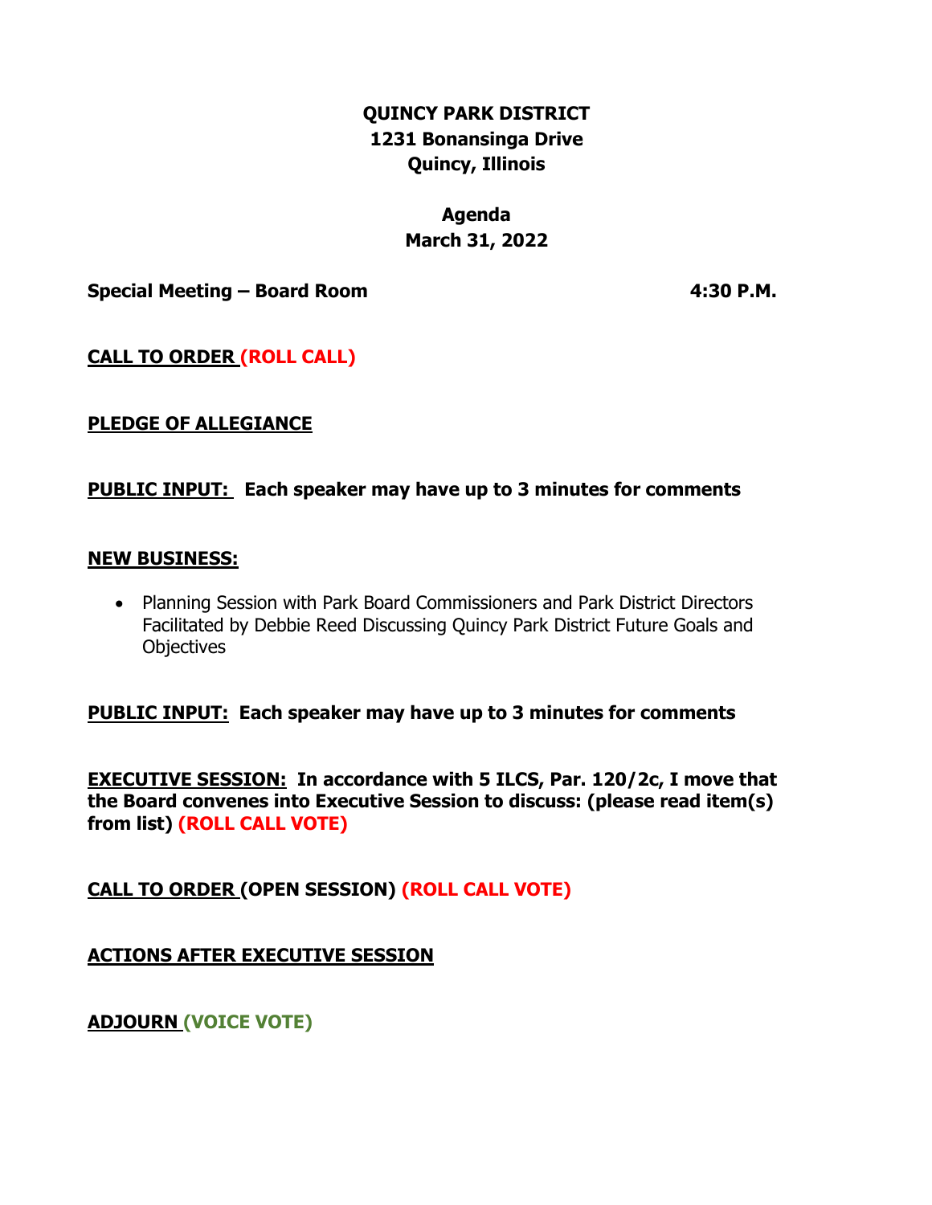**QUINCY PARK DISTRICT**
**1231 Bonansinga Drive**
**Quincy, Illinois**

**Agenda**
**March 31, 2022**

**Special Meeting – Board Room** **4:30 P.M.**

**CALL TO ORDER (ROLL CALL)**

**PLEDGE OF ALLEGIANCE**

**PUBLIC INPUT: Each speaker may have up to 3 minutes for comments**

**NEW BUSINESS:**

- Planning Session with Park Board Commissioners and Park District Directors Facilitated by Debbie Reed Discussing Quincy Park District Future Goals and Objectives

**PUBLIC INPUT: Each speaker may have up to 3 minutes for comments**

**EXECUTIVE SESSION: In accordance with 5 ILCS, Par. 120/2c, I move that the Board convenes into Executive Session to discuss: (please read item(s) from list) (ROLL CALL VOTE)**

**CALL TO ORDER (OPEN SESSION) (ROLL CALL VOTE)**

**ACTIONS AFTER EXECUTIVE SESSION**

**ADJOURN (VOICE VOTE)**